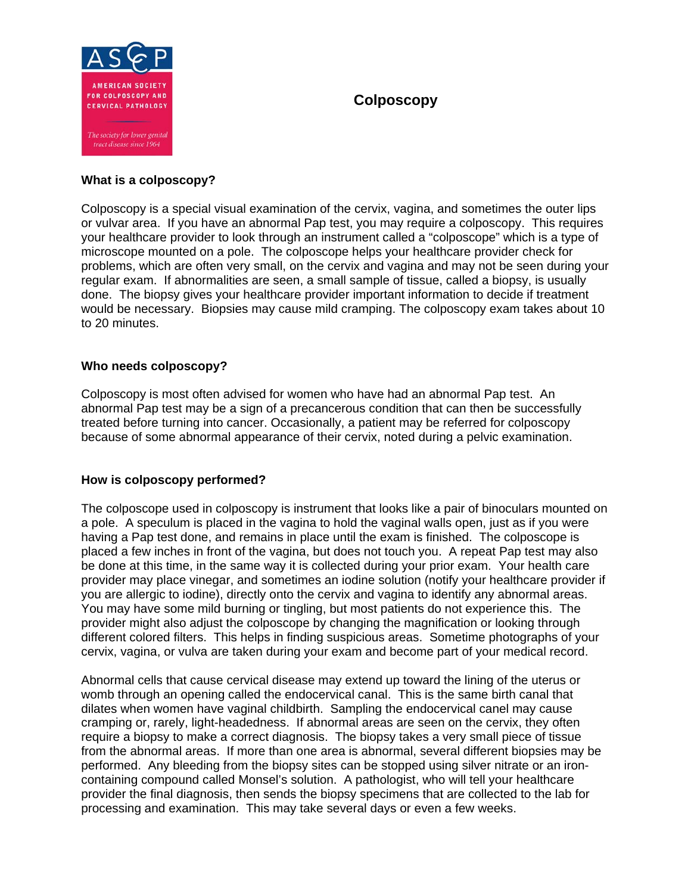ASCCP

AMERICAN SOCIETY FOR COLPOSCOPY AND CERVICAL PATHOLOGY

*The society for lower genital tract disease since 1964*

# Colposcopy

### What is a colposcopy?

Colposcopy is a special visual examination of the cervix, vagina, and sometimes the outer lips or vulvar area. If you have an abnormal Pap test, you may require a colposcopy. This requires your healthcare provider to look through an instrument called a "colposcope" which is a type of microscope mounted on a pole. The colposcope helps your healthcare provider check for problems, which are often very small, on the cervix and vagina and may not be seen during your regular exam. If abnormalities are seen, a small sample of tissue, called a biopsy, is usually done. The biopsy gives your healthcare provider important information to decide if treatment would be necessary. Biopsies may cause mild cramping. The colposcopy exam takes about 10 to 20 minutes.

### Who needs colposcopy?

Colposcopy is most often advised for women who have had an abnormal Pap test. An abnormal Pap test may be a sign of a precancerous condition that can then be successfully treated before turning into cancer. Occasionally, a patient may be referred for colposcopy because of some abnormal appearance of their cervix, noted during a pelvic examination.

### How is colposcopy performed?

The colposcope used in colposcopy is instrument that looks like a pair of binoculars mounted on a pole. A speculum is placed in the vagina to hold the vaginal walls open, just as if you were having a Pap test done, and remains in place until the exam is finished. The colposcope is placed a few inches in front of the vagina, but does not touch you. A repeat Pap test may also be done at this time, in the same way it is collected during your prior exam. Your health care provider may place vinegar, and sometimes an iodine solution (notify your healthcare provider if you are allergic to iodine), directly onto the cervix and vagina to identify any abnormal areas. You may have some mild burning or tingling, but most patients do not experience this. The provider might also adjust the colposcope by changing the magnification or looking through different colored filters. This helps in finding suspicious areas. Sometime photographs of your cervix, vagina, or vulva are taken during your exam and become part of your medical record.

Abnormal cells that cause cervical disease may extend up toward the lining of the uterus or womb through an opening called the endocervical canal. This is the same birth canal that dilates when women have vaginal childbirth. Sampling the endocervical canel may cause cramping or, rarely, light-headedness. If abnormal areas are seen on the cervix, they often require a biopsy to make a correct diagnosis. The biopsy takes a very small piece of tissue from the abnormal areas. If more than one area is abnormal, several different biopsies may be performed. Any bleeding from the biopsy sites can be stopped using silver nitrate or an iron-containing compound called Monsel's solution. A pathologist, who will tell your healthcare provider the final diagnosis, then sends the biopsy specimens that are collected to the lab for processing and examination. This may take several days or even a few weeks.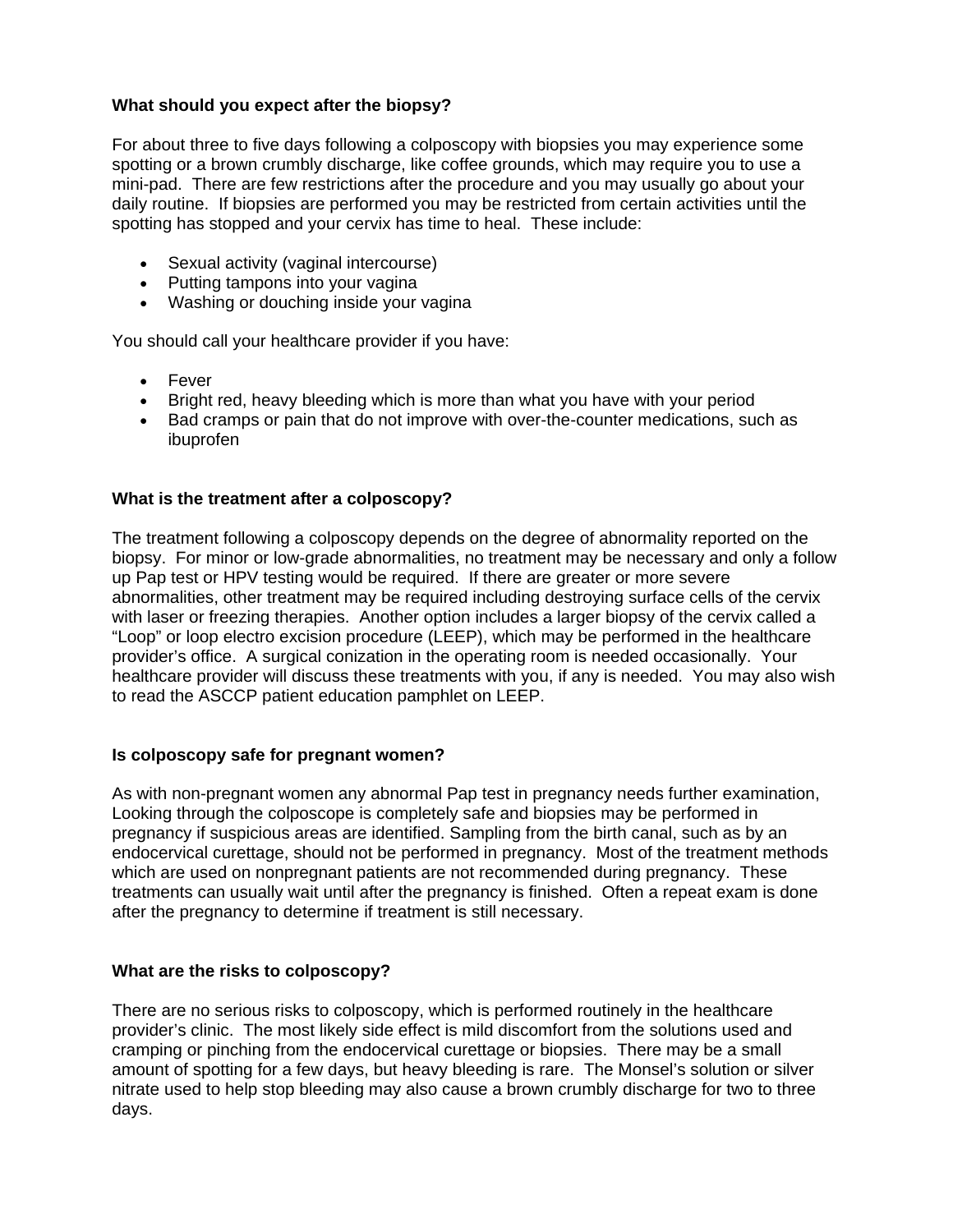**What should you expect after the biopsy?**

For about three to five days following a colposcopy with biopsies you may experience some spotting or a brown crumbly discharge, like coffee grounds, which may require you to use a mini-pad. There are few restrictions after the procedure and you may usually go about your daily routine. If biopsies are performed you may be restricted from certain activities until the spotting has stopped and your cervix has time to heal. These include:

- Sexual activity (vaginal intercourse)
- Putting tampons into your vagina
- Washing or douching inside your vagina

You should call your healthcare provider if you have:

- Fever
- Bright red, heavy bleeding which is more than what you have with your period
- Bad cramps or pain that do not improve with over-the-counter medications, such as ibuprofen

**What is the treatment after a colposcopy?**

The treatment following a colposcopy depends on the degree of abnormality reported on the biopsy. For minor or low-grade abnormalities, no treatment may be necessary and only a follow up Pap test or HPV testing would be required. If there are greater or more severe abnormalities, other treatment may be required including destroying surface cells of the cervix with laser or freezing therapies. Another option includes a larger biopsy of the cervix called a "Loop" or loop electro excision procedure (LEEP), which may be performed in the healthcare provider's office. A surgical conization in the operating room is needed occasionally. Your healthcare provider will discuss these treatments with you, if any is needed. You may also wish to read the ASCCP patient education pamphlet on LEEP.

**Is colposcopy safe for pregnant women?**

As with non-pregnant women any abnormal Pap test in pregnancy needs further examination, Looking through the colposcope is completely safe and biopsies may be performed in pregnancy if suspicious areas are identified. Sampling from the birth canal, such as by an endocervical curettage, should not be performed in pregnancy. Most of the treatment methods which are used on nonpregnant patients are not recommended during pregnancy. These treatments can usually wait until after the pregnancy is finished. Often a repeat exam is done after the pregnancy to determine if treatment is still necessary.

**What are the risks to colposcopy?**

There are no serious risks to colposcopy, which is performed routinely in the healthcare provider's clinic. The most likely side effect is mild discomfort from the solutions used and cramping or pinching from the endocervical curettage or biopsies. There may be a small amount of spotting for a few days, but heavy bleeding is rare. The Monsel's solution or silver nitrate used to help stop bleeding may also cause a brown crumbly discharge for two to three days.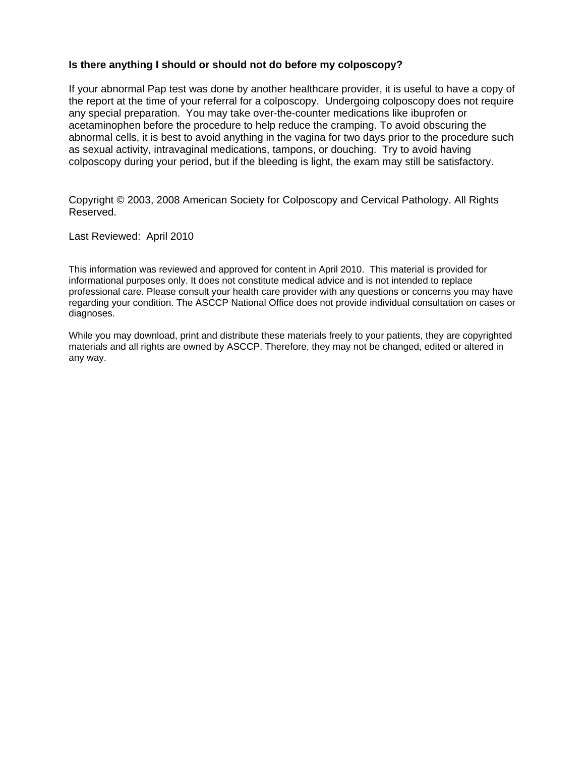**Is there anything I should or should not do before my colposcopy?**

If your abnormal Pap test was done by another healthcare provider, it is useful to have a copy of the report at the time of your referral for a colposcopy. Undergoing colposcopy does not require any special preparation. You may take over-the-counter medications like ibuprofen or acetaminophen before the procedure to help reduce the cramping. To avoid obscuring the abnormal cells, it is best to avoid anything in the vagina for two days prior to the procedure such as sexual activity, intravaginal medications, tampons, or douching. Try to avoid having colposcopy during your period, but if the bleeding is light, the exam may still be satisfactory.

Copyright © 2003, 2008 American Society for Colposcopy and Cervical Pathology. All Rights Reserved.

Last Reviewed: April 2010

This information was reviewed and approved for content in April 2010. This material is provided for informational purposes only. It does not constitute medical advice and is not intended to replace professional care. Please consult your health care provider with any questions or concerns you may have regarding your condition. The ASCCP National Office does not provide individual consultation on cases or diagnoses.

While you may download, print and distribute these materials freely to your patients, they are copyrighted materials and all rights are owned by ASCCP. Therefore, they may not be changed, edited or altered in any way.